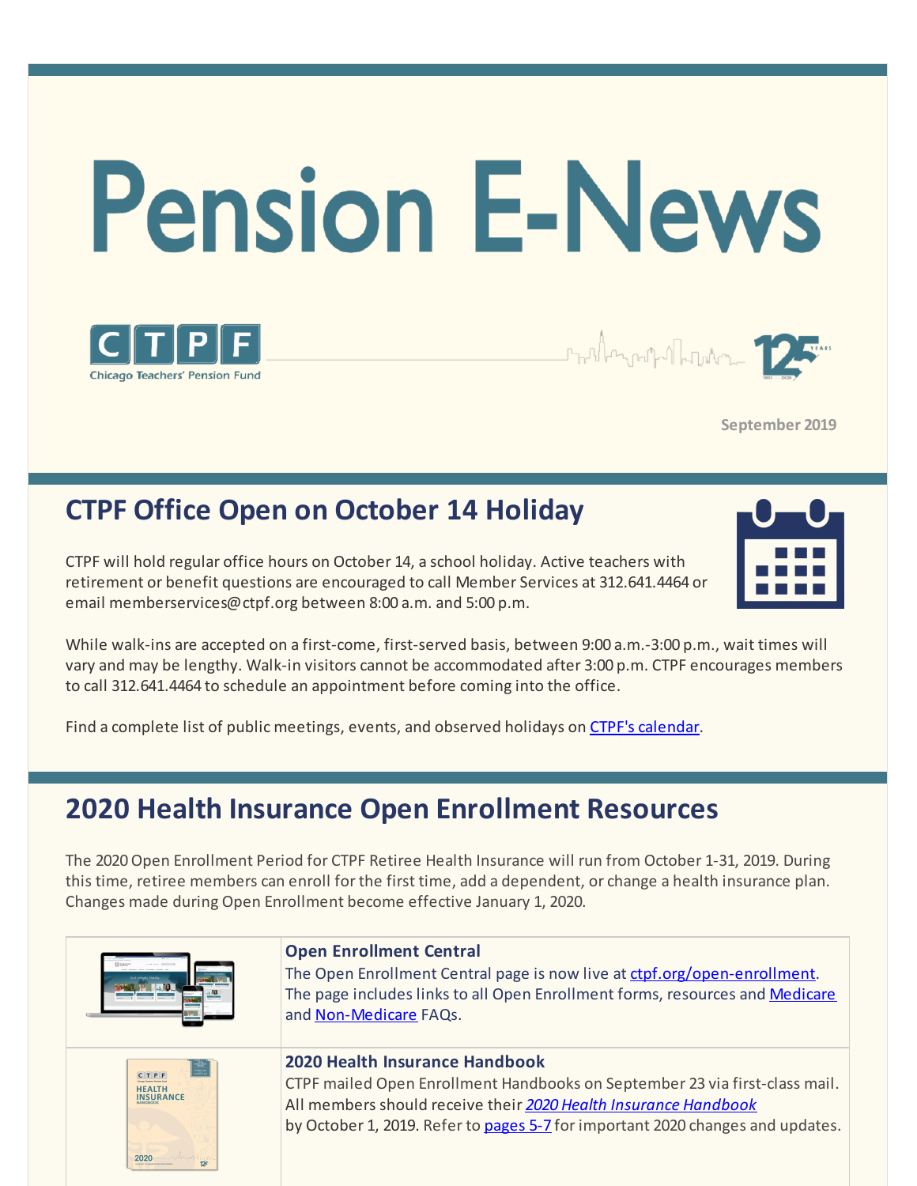# Pension E-News

CTPF
Chicago Teachers' Pension Fund

125 YEARS

September 2019

## CTPF Office Open on October 14 Holiday

CTPF will hold regular office hours on October 14, a school holiday. Active teachers with retirement or benefit questions are encouraged to call Member Services at 312.641.4464 or email memberservices@ctpf.org between 8:00 a.m. and 5:00 p.m.

While walk-ins are accepted on a first-come, first-served basis, between 9:00 a.m.-3:00 p.m., wait times will vary and may be lengthy. Walk-in visitors cannot be accommodated after 3:00 p.m. CTPF encourages members to call 312.641.4464 to schedule an appointment before coming into the office.

Find a complete list of public meetings, events, and observed holidays on CTPF's calendar.

## 2020 Health Insurance Open Enrollment Resources

The 2020 Open Enrollment Period for CTPF Retiree Health Insurance will run from October 1-31, 2019. During this time, retiree members can enroll for the first time, add a dependent, or change a health insurance plan. Changes made during Open Enrollment become effective January 1, 2020.

**Open Enrollment Central**
The Open Enrollment Central page is now live at ctpf.org/open-enrollment. The page includes links to all Open Enrollment forms, resources and Medicare and Non-Medicare FAQs.

**2020 Health Insurance Handbook**
CTPF mailed Open Enrollment Handbooks on September 23 via first-class mail. All members should receive their *2020 Health Insurance Handbook* by October 1, 2019. Refer to pages 5-7 for important 2020 changes and updates.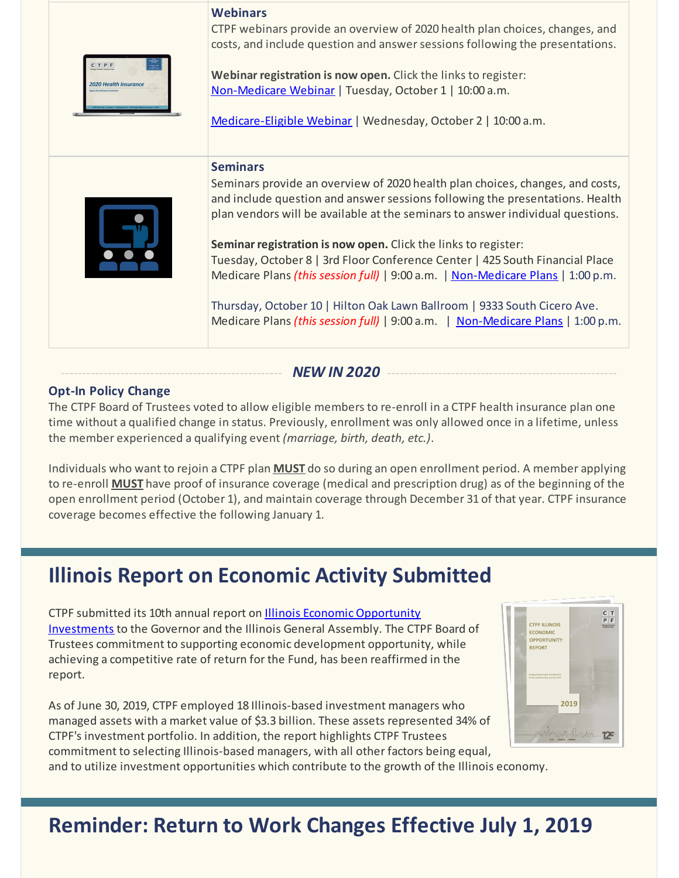### Webinars

CTPF webinars provide an overview of 2020 health plan choices, changes, and costs, and include question and answer sessions following the presentations.

**Webinar registration is now open.** Click the links to register:
Non-Medicare Webinar | Tuesday, October 1 | 10:00 a.m.

Medicare-Eligible Webinar | Wednesday, October 2 | 10:00 a.m.

### Seminars

Seminars provide an overview of 2020 health plan choices, changes, and costs, and include question and answer sessions following the presentations. Health plan vendors will be available at the seminars to answer individual questions.

**Seminar registration is now open.** Click the links to register:
Tuesday, October 8 | 3rd Floor Conference Center | 425 South Financial Place
Medicare Plans *(this session full)* | 9:00 a.m. | Non-Medicare Plans | 1:00 p.m.

Thursday, October 10 | Hilton Oak Lawn Ballroom | 9333 South Cicero Ave.
Medicare Plans *(this session full)* | 9:00 a.m. | Non-Medicare Plans | 1:00 p.m.

***NEW IN 2020***

**Opt-In Policy Change**

The CTPF Board of Trustees voted to allow eligible members to re-enroll in a CTPF health insurance plan one time without a qualified change in status. Previously, enrollment was only allowed once in a lifetime, unless the member experienced a qualifying event *(marriage, birth, death, etc.)*.

Individuals who want to rejoin a CTPF plan **MUST** do so during an open enrollment period. A member applying to re-enroll **MUST** have proof of insurance coverage (medical and prescription drug) as of the beginning of the open enrollment period (October 1), and maintain coverage through December 31 of that year. CTPF insurance coverage becomes effective the following January 1.

## Illinois Report on Economic Activity Submitted

CTPF submitted its 10th annual report on Illinois Economic Opportunity Investments to the Governor and the Illinois General Assembly. The CTPF Board of Trustees commitment to supporting economic development opportunity, while achieving a competitive rate of return for the Fund, has been reaffirmed in the report.

As of June 30, 2019, CTPF employed 18 Illinois-based investment managers who managed assets with a market value of $3.3 billion. These assets represented 34% of CTPF's investment portfolio. In addition, the report highlights CTPF Trustees commitment to selecting Illinois-based managers, with all other factors being equal, and to utilize investment opportunities which contribute to the growth of the Illinois economy.

## Reminder: Return to Work Changes Effective July 1, 2019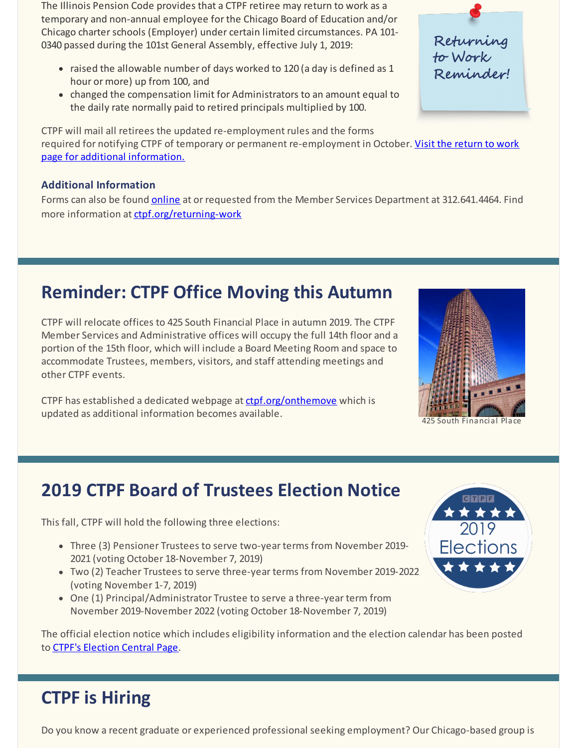The Illinois Pension Code provides that a CTPF retiree may return to work as a temporary and non-annual employee for the Chicago Board of Education and/or Chicago charter schools (Employer) under certain limited circumstances. PA 101-0340 passed during the 101st General Assembly, effective July 1, 2019:

- raised the allowable number of days worked to 120 (a day is defined as 1 hour or more) up from 100, and
- changed the compensation limit for Administrators to an amount equal to the daily rate normally paid to retired principals multiplied by 100.

Returning to Work Reminder!

CTPF will mail all retirees the updated re-employment rules and the forms required for notifying CTPF of temporary or permanent re-employment in October. Visit the return to work page for additional information.

**Additional Information**

Forms can also be found online at or requested from the Member Services Department at 312.641.4464. Find more information at ctpf.org/returning-work

## Reminder: CTPF Office Moving this Autumn

CTPF will relocate offices to 425 South Financial Place in autumn 2019. The CTPF Member Services and Administrative offices will occupy the full 14th floor and a portion of the 15th floor, which will include a Board Meeting Room and space to accommodate Trustees, members, visitors, and staff attending meetings and other CTPF events.

CTPF has established a dedicated webpage at ctpf.org/onthemove which is updated as additional information becomes available.

425 South Financial Place

## 2019 CTPF Board of Trustees Election Notice

This fall, CTPF will hold the following three elections:

- Three (3) Pensioner Trustees to serve two-year terms from November 2019-2021 (voting October 18-November 7, 2019)
- Two (2) Teacher Trustees to serve three-year terms from November 2019-2022 (voting November 1-7, 2019)
- One (1) Principal/Administrator Trustee to serve a three-year term from November 2019-November 2022 (voting October 18-November 7, 2019)

The official election notice which includes eligibility information and the election calendar has been posted to CTPF's Election Central Page.

## CTPF is Hiring

Do you know a recent graduate or experienced professional seeking employment? Our Chicago-based group is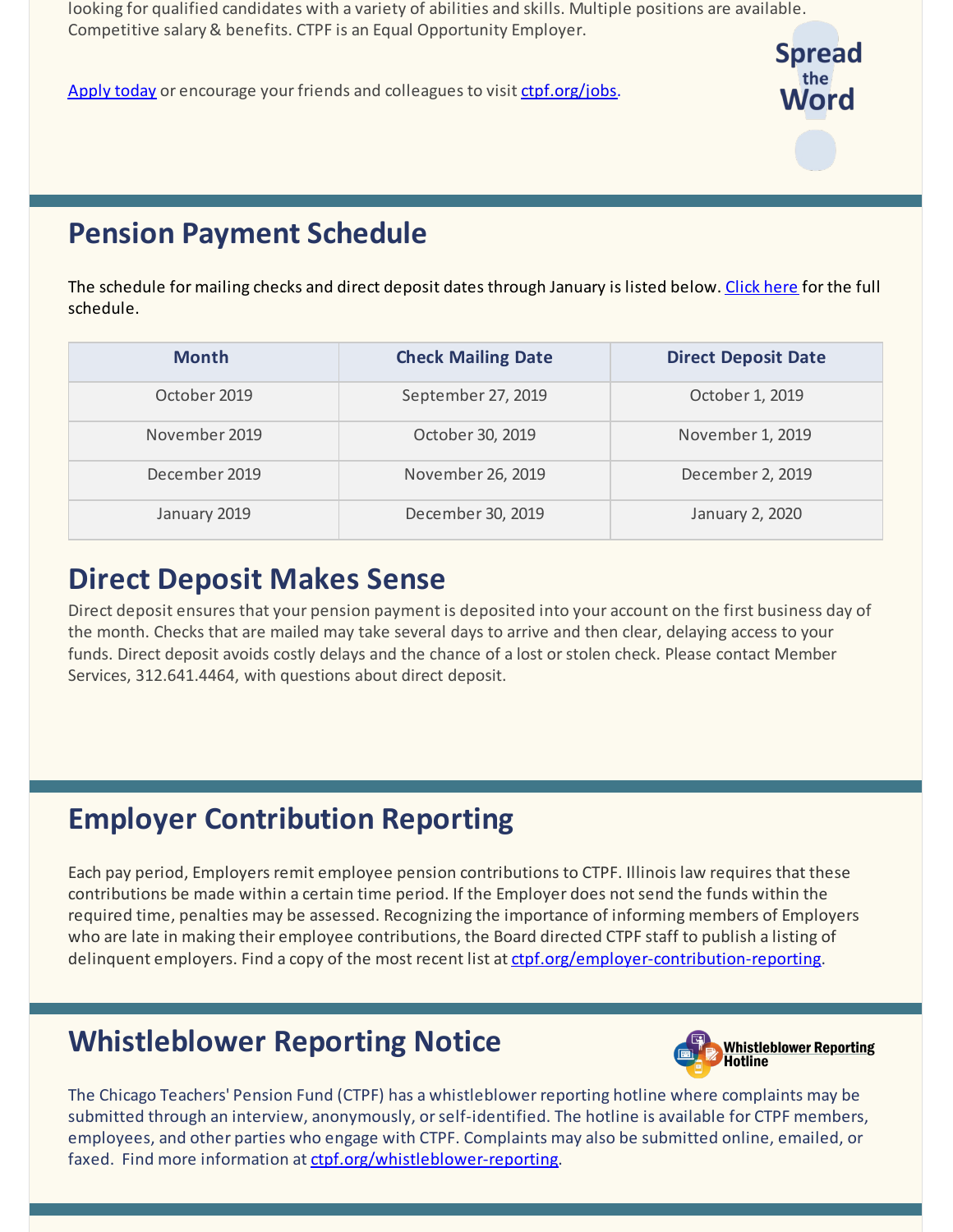looking for qualified candidates with a variety of abilities and skills. Multiple positions are available. Competitive salary & benefits. CTPF is an Equal Opportunity Employer.

Apply today or encourage your friends and colleagues to visit ctpf.org/jobs.

Spread the Word

## Pension Payment Schedule

The schedule for mailing checks and direct deposit dates through January is listed below. Click here for the full schedule.

| Month | Check Mailing Date | Direct Deposit Date |
|---|---|---|
| October 2019 | September 27, 2019 | October 1, 2019 |
| November 2019 | October 30, 2019 | November 1, 2019 |
| December 2019 | November 26, 2019 | December 2, 2019 |
| January 2019 | December 30, 2019 | January 2, 2020 |

## Direct Deposit Makes Sense

Direct deposit ensures that your pension payment is deposited into your account on the first business day of the month. Checks that are mailed may take several days to arrive and then clear, delaying access to your funds. Direct deposit avoids costly delays and the chance of a lost or stolen check. Please contact Member Services, 312.641.4464, with questions about direct deposit.

## Employer Contribution Reporting

Each pay period, Employers remit employee pension contributions to CTPF. Illinois law requires that these contributions be made within a certain time period. If the Employer does not send the funds within the required time, penalties may be assessed. Recognizing the importance of informing members of Employers who are late in making their employee contributions, the Board directed CTPF staff to publish a listing of delinquent employers. Find a copy of the most recent list at ctpf.org/employer-contribution-reporting.

## Whistleblower Reporting Notice

Whistleblower Reporting Hotline

The Chicago Teachers' Pension Fund (CTPF) has a whistleblower reporting hotline where complaints may be submitted through an interview, anonymously, or self-identified. The hotline is available for CTPF members, employees, and other parties who engage with CTPF. Complaints may also be submitted online, emailed, or faxed. Find more information at ctpf.org/whistleblower-reporting.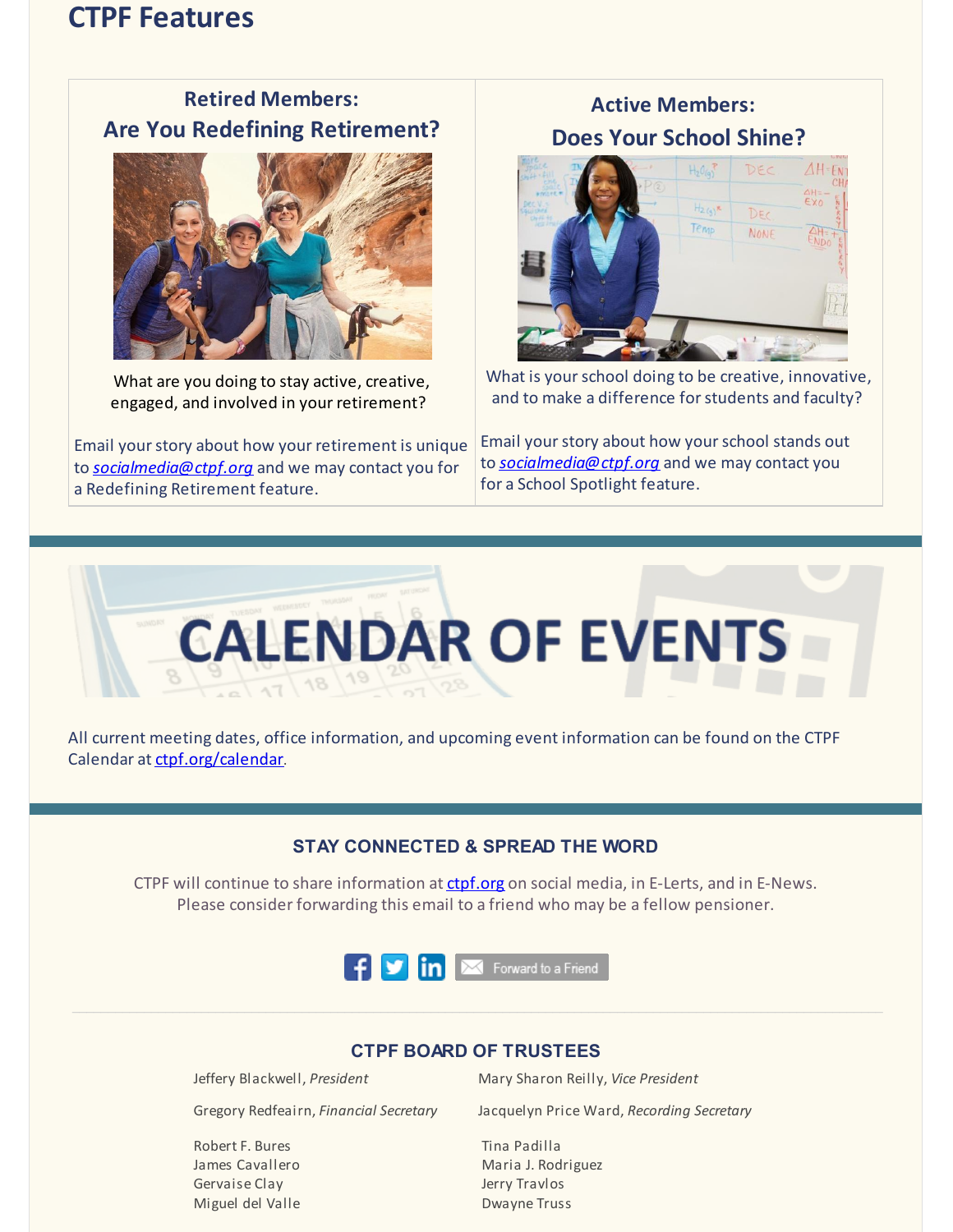# CTPF Features

## Retired Members: Are You Redefining Retirement?

What are you doing to stay active, creative, engaged, and involved in your retirement?

Email your story about how your retirement is unique to *socialmedia@ctpf.org* and we may contact you for a Redefining Retirement feature.

## Active Members: Does Your School Shine?

What is your school doing to be creative, innovative, and to make a difference for students and faculty?

Email your story about how your school stands out to *socialmedia@ctpf.org* and we may contact you for a School Spotlight feature.

# CALENDAR OF EVENTS

All current meeting dates, office information, and upcoming event information can be found on the CTPF Calendar at ctpf.org/calendar.

### STAY CONNECTED & SPREAD THE WORD

CTPF will continue to share information at ctpf.org on social media, in E-Lerts, and in E-News. Please consider forwarding this email to a friend who may be a fellow pensioner.

Forward to a Friend

### CTPF BOARD OF TRUSTEES

Jeffery Blackwell, *President*

Mary Sharon Reilly, *Vice President*

Gregory Redfeairn, *Financial Secretary*

Jacquelyn Price Ward, *Recording Secretary*

Robert F. Bures
James Cavallero
Gervaise Clay
Miguel del Valle

Tina Padilla
Maria J. Rodriguez
Jerry Travlos
Dwayne Truss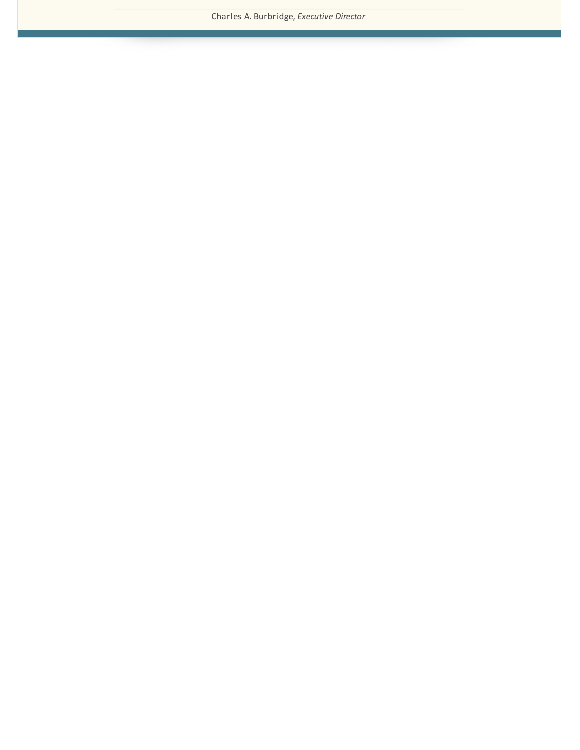Charles A. Burbridge, *Executive Director*